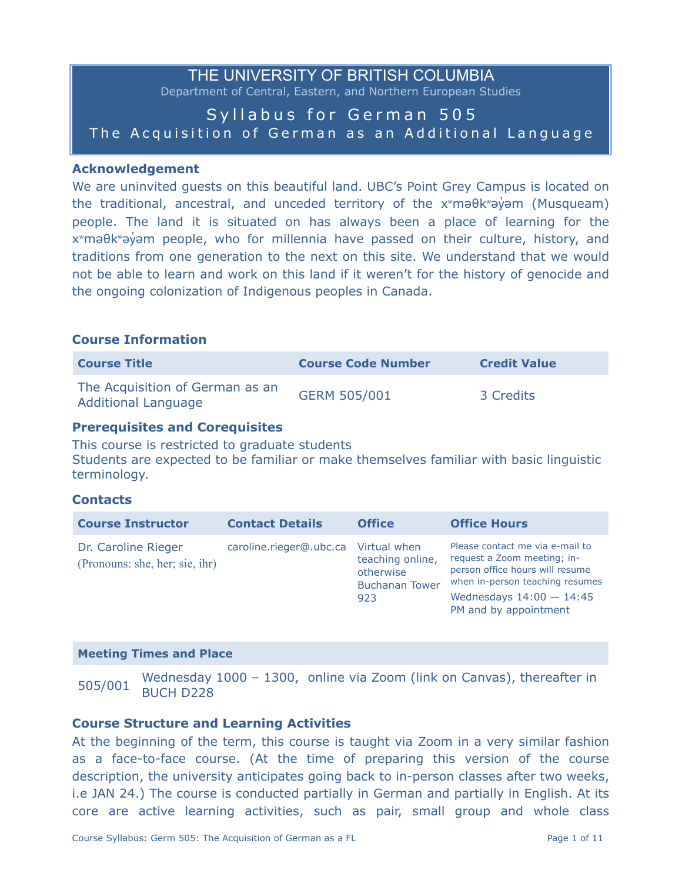# THE UNIVERSITY OF BRITISH COLUMBIA

Department of Central, Eastern, and Northern European Studies

## Syllabus for German 505
## The Acquisition of German as an Additional Language

### Acknowledgement

We are uninvited guests on this beautiful land. UBC's Point Grey Campus is located on the traditional, ancestral, and unceded territory of the xʷməθkʷəy̓əm (Musqueam) people. The land it is situated on has always been a place of learning for the xʷməθkʷəy̓əm people, who for millennia have passed on their culture, history, and traditions from one generation to the next on this site. We understand that we would not be able to learn and work on this land if it weren't for the history of genocide and the ongoing colonization of Indigenous peoples in Canada.

### Course Information

| Course Title | Course Code Number | Credit Value |
|---|---|---|
| The Acquisition of German as an Additional Language | GERM 505/001 | 3 Credits |

### Prerequisites and Corequisites

This course is restricted to graduate students
Students are expected to be familiar or make themselves familiar with basic linguistic terminology.

### Contacts

| Course Instructor | Contact Details | Office | Office Hours |
|---|---|---|---|
| Dr. Caroline Rieger (Pronouns: she, her; sie, ihr) | caroline.rieger@.ubc.ca | Virtual when teaching online, otherwise Buchanan Tower 923 | Please contact me via e-mail to request a Zoom meeting; in-person office hours will resume when in-person teaching resumes<br>Wednesdays 14:00 — 14:45 PM and by appointment |

| Meeting Times and Place | |
|---|---|
| 505/001 | Wednesday 1000 – 1300, online via Zoom (link on Canvas), thereafter in BUCH D228 |

### Course Structure and Learning Activities

At the beginning of the term, this course is taught via Zoom in a very similar fashion as a face-to-face course. (At the time of preparing this version of the course description, the university anticipates going back to in-person classes after two weeks, i.e JAN 24.) The course is conducted partially in German and partially in English. At its core are active learning activities, such as pair, small group and whole class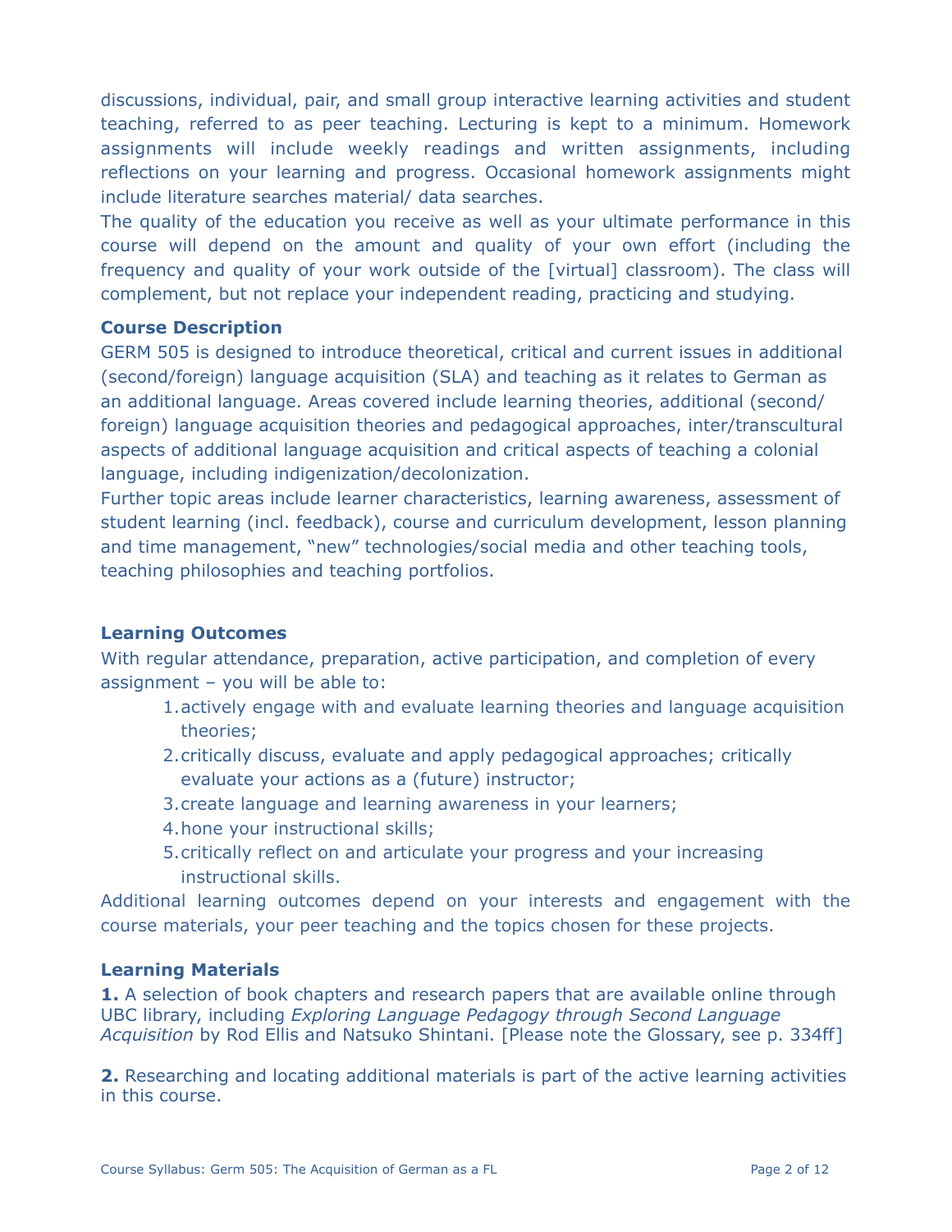discussions, individual, pair, and small group interactive learning activities and student teaching, referred to as peer teaching. Lecturing is kept to a minimum. Homework assignments will include weekly readings and written assignments, including reflections on your learning and progress. Occasional homework assignments might include literature searches material/ data searches.

The quality of the education you receive as well as your ultimate performance in this course will depend on the amount and quality of your own effort (including the frequency and quality of your work outside of the [virtual] classroom). The class will complement, but not replace your independent reading, practicing and studying.

**Course Description**

GERM 505 is designed to introduce theoretical, critical and current issues in additional (second/foreign) language acquisition (SLA) and teaching as it relates to German as an additional language. Areas covered include learning theories, additional (second/ foreign) language acquisition theories and pedagogical approaches, inter/transcultural aspects of additional language acquisition and critical aspects of teaching a colonial language, including indigenization/decolonization.

Further topic areas include learner characteristics, learning awareness, assessment of student learning (incl. feedback), course and curriculum development, lesson planning and time management, "new" technologies/social media and other teaching tools, teaching philosophies and teaching portfolios.

**Learning Outcomes**

With regular attendance, preparation, active participation, and completion of every assignment – you will be able to:

1. actively engage with and evaluate learning theories and language acquisition theories;
2. critically discuss, evaluate and apply pedagogical approaches; critically evaluate your actions as a (future) instructor;
3. create language and learning awareness in your learners;
4. hone your instructional skills;
5. critically reflect on and articulate your progress and your increasing instructional skills.

Additional learning outcomes depend on your interests and engagement with the course materials, your peer teaching and the topics chosen for these projects.

**Learning Materials**

**1.** A selection of book chapters and research papers that are available online through UBC library, including *Exploring Language Pedagogy through Second Language Acquisition* by Rod Ellis and Natsuko Shintani. [Please note the Glossary, see p. 334ff]

**2.** Researching and locating additional materials is part of the active learning activities in this course.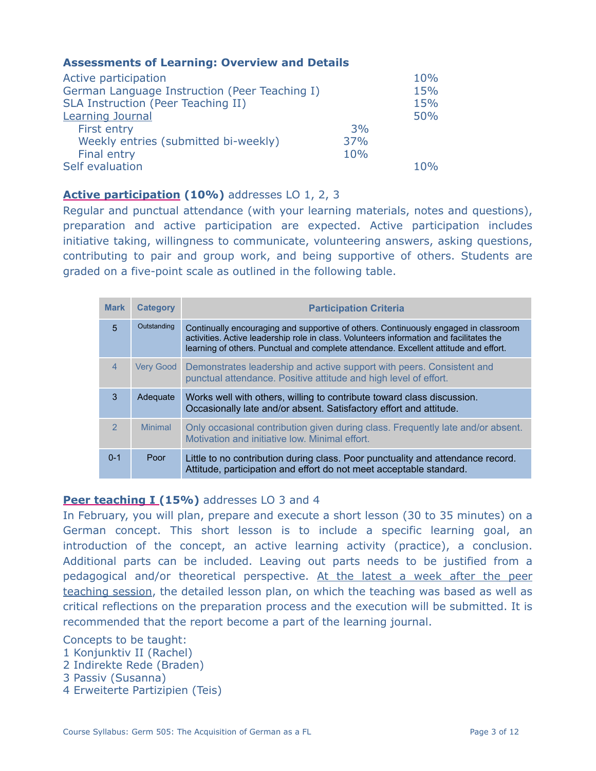### Assessments of Learning: Overview and Details

| | | |
|---|---|---|
| Active participation | | 10% |
| German Language Instruction (Peer Teaching I) | | 15% |
| SLA Instruction (Peer Teaching II) | | 15% |
| Learning Journal | | 50% |
| First entry | 3% | |
| Weekly entries (submitted bi-weekly) | 37% | |
| Final entry | 10% | |
| Self evaluation | | 10% |

**Active participation (10%)** addresses LO 1, 2, 3

Regular and punctual attendance (with your learning materials, notes and questions), preparation and active participation are expected. Active participation includes initiative taking, willingness to communicate, volunteering answers, asking questions, contributing to pair and group work, and being supportive of others. Students are graded on a five-point scale as outlined in the following table.

| Mark | Category | Participation Criteria |
|---|---|---|
| 5 | Outstanding | Continually encouraging and supportive of others. Continuously engaged in classroom activities. Active leadership role in class. Volunteers information and facilitates the learning of others. Punctual and complete attendance. Excellent attitude and effort. |
| 4 | Very Good | Demonstrates leadership and active support with peers. Consistent and punctual attendance. Positive attitude and high level of effort. |
| 3 | Adequate | Works well with others, willing to contribute toward class discussion. Occasionally late and/or absent. Satisfactory effort and attitude. |
| 2 | Minimal | Only occasional contribution given during class. Frequently late and/or absent. Motivation and initiative low. Minimal effort. |
| 0-1 | Poor | Little to no contribution during class. Poor punctuality and attendance record. Attitude, participation and effort do not meet acceptable standard. |

**Peer teaching I (15%)** addresses LO 3 and 4

In February, you will plan, prepare and execute a short lesson (30 to 35 minutes) on a German concept. This short lesson is to include a specific learning goal, an introduction of the concept, an active learning activity (practice), a conclusion. Additional parts can be included. Leaving out parts needs to be justified from a pedagogical and/or theoretical perspective. At the latest a week after the peer teaching session, the detailed lesson plan, on which the teaching was based as well as critical reflections on the preparation process and the execution will be submitted. It is recommended that the report become a part of the learning journal.

Concepts to be taught:

1 Konjunktiv II (Rachel)
2 Indirekte Rede (Braden)
3 Passiv (Susanna)
4 Erweiterte Partizipien (Teis)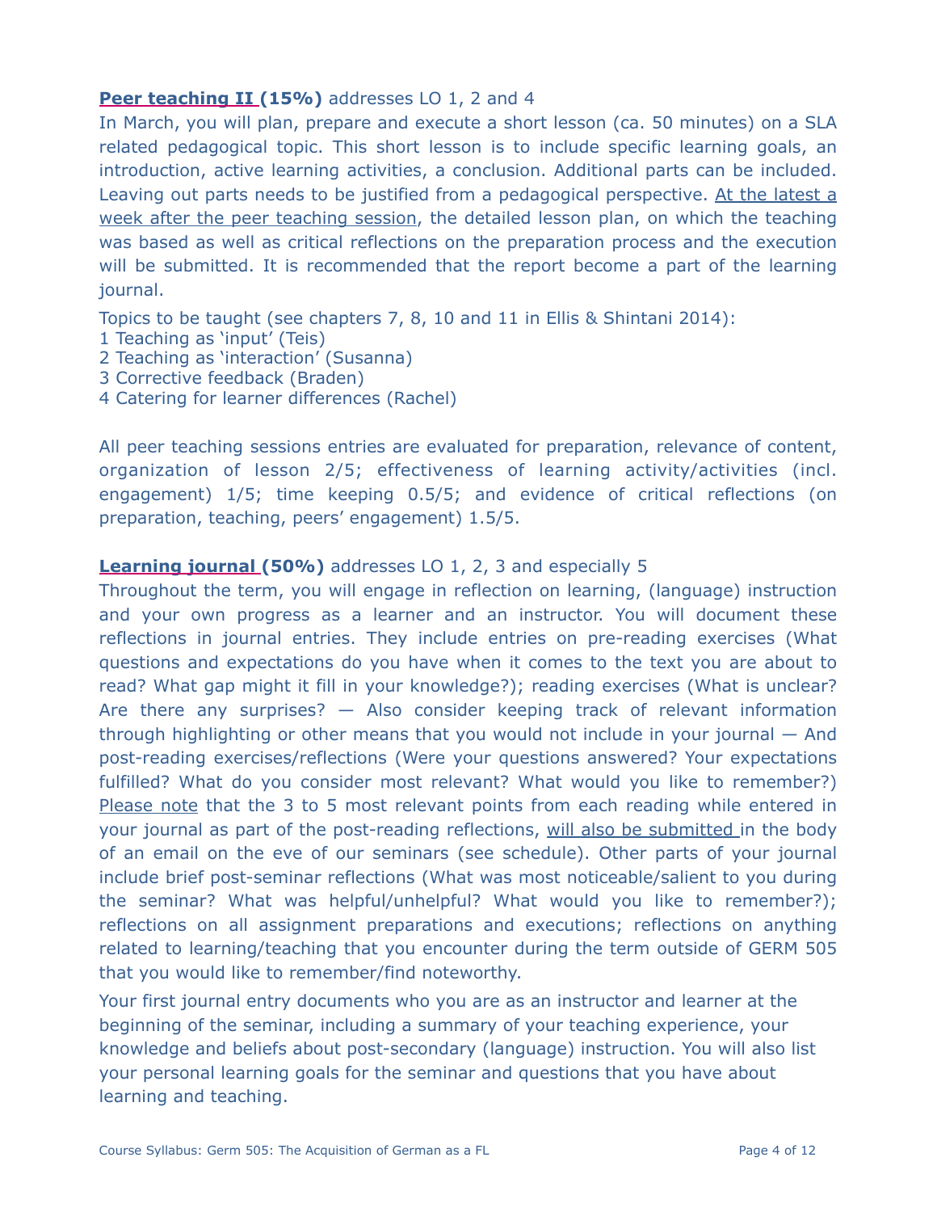**Peer teaching II (15%)** addresses LO 1, 2 and 4

In March, you will plan, prepare and execute a short lesson (ca. 50 minutes) on a SLA related pedagogical topic. This short lesson is to include specific learning goals, an introduction, active learning activities, a conclusion. Additional parts can be included. Leaving out parts needs to be justified from a pedagogical perspective. At the latest a week after the peer teaching session, the detailed lesson plan, on which the teaching was based as well as critical reflections on the preparation process and the execution will be submitted. It is recommended that the report become a part of the learning journal.

Topics to be taught (see chapters 7, 8, 10 and 11 in Ellis & Shintani 2014):

1 Teaching as 'input' (Teis)
2 Teaching as 'interaction' (Susanna)
3 Corrective feedback (Braden)
4 Catering for learner differences (Rachel)

All peer teaching sessions entries are evaluated for preparation, relevance of content, organization of lesson 2/5; effectiveness of learning activity/activities (incl. engagement) 1/5; time keeping 0.5/5; and evidence of critical reflections (on preparation, teaching, peers' engagement) 1.5/5.

**Learning journal (50%)** addresses LO 1, 2, 3 and especially 5

Throughout the term, you will engage in reflection on learning, (language) instruction and your own progress as a learner and an instructor. You will document these reflections in journal entries. They include entries on pre-reading exercises (What questions and expectations do you have when it comes to the text you are about to read? What gap might it fill in your knowledge?); reading exercises (What is unclear? Are there any surprises? — Also consider keeping track of relevant information through highlighting or other means that you would not include in your journal — And post-reading exercises/reflections (Were your questions answered? Your expectations fulfilled? What do you consider most relevant? What would you like to remember?) Please note that the 3 to 5 most relevant points from each reading while entered in your journal as part of the post-reading reflections, will also be submitted in the body of an email on the eve of our seminars (see schedule). Other parts of your journal include brief post-seminar reflections (What was most noticeable/salient to you during the seminar? What was helpful/unhelpful? What would you like to remember?); reflections on all assignment preparations and executions; reflections on anything related to learning/teaching that you encounter during the term outside of GERM 505 that you would like to remember/find noteworthy.

Your first journal entry documents who you are as an instructor and learner at the beginning of the seminar, including a summary of your teaching experience, your knowledge and beliefs about post-secondary (language) instruction. You will also list your personal learning goals for the seminar and questions that you have about learning and teaching.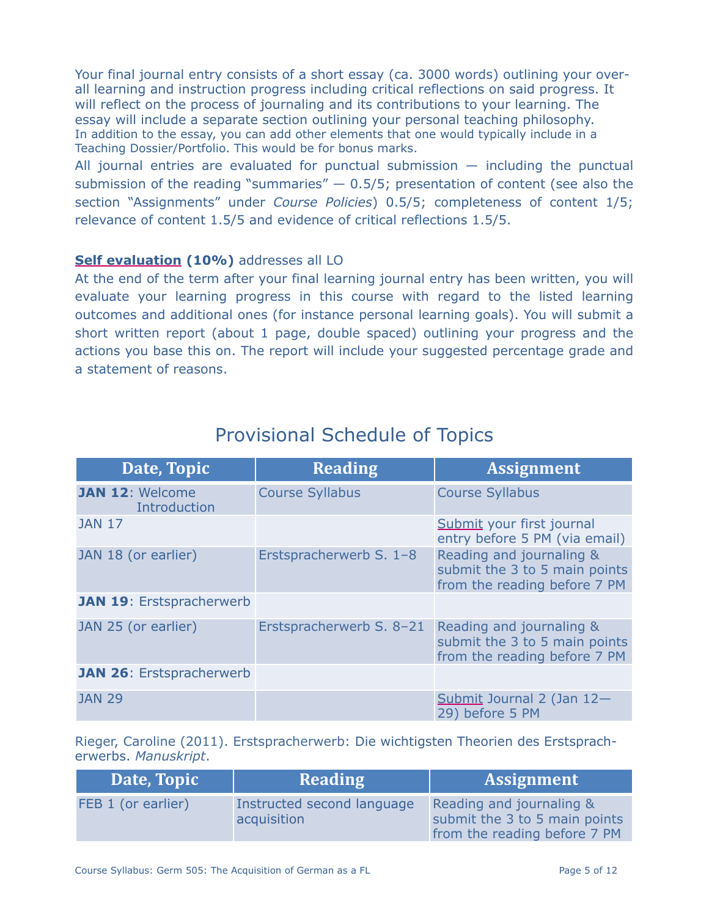Your final journal entry consists of a short essay (ca. 3000 words) outlining your overall learning and instruction progress including critical reflections on said progress. It will reflect on the process of journaling and its contributions to your learning. The essay will include a separate section outlining your personal teaching philosophy.
In addition to the essay, you can add other elements that one would typically include in a Teaching Dossier/Portfolio. This would be for bonus marks.

All journal entries are evaluated for punctual submission — including the punctual submission of the reading "summaries" — 0.5/5; presentation of content (see also the section "Assignments" under *Course Policies*) 0.5/5; completeness of content 1/5; relevance of content 1.5/5 and evidence of critical reflections 1.5/5.

**Self evaluation (10%)** addresses all LO

At the end of the term after your final learning journal entry has been written, you will evaluate your learning progress in this course with regard to the listed learning outcomes and additional ones (for instance personal learning goals). You will submit a short written report (about 1 page, double spaced) outlining your progress and the actions you base this on. The report will include your suggested percentage grade and a statement of reasons.

## Provisional Schedule of Topics

| Date, Topic | Reading | Assignment |
|---|---|---|
| **JAN 12**: Welcome Introduction | Course Syllabus | Course Syllabus |
| JAN 17 | | Submit your first journal entry before 5 PM (via email) |
| JAN 18 (or earlier) | Erstspracherwerb S. 1–8 | Reading and journaling & submit the 3 to 5 main points from the reading before 7 PM |
| **JAN 19**: Erstspracherwerb | | |
| JAN 25 (or earlier) | Erstspracherwerb S. 8–21 | Reading and journaling & submit the 3 to 5 main points from the reading before 7 PM |
| **JAN 26**: Erstspracherwerb | | |
| JAN 29 | | Submit Journal 2 (Jan 12—29) before 5 PM |

Rieger, Caroline (2011). Erstspracherwerb: Die wichtigsten Theorien des Erstspracherwerbs. *Manuskript*.

| Date, Topic | Reading | Assignment |
|---|---|---|
| FEB 1 (or earlier) | Instructed second language acquisition | Reading and journaling & submit the 3 to 5 main points from the reading before 7 PM |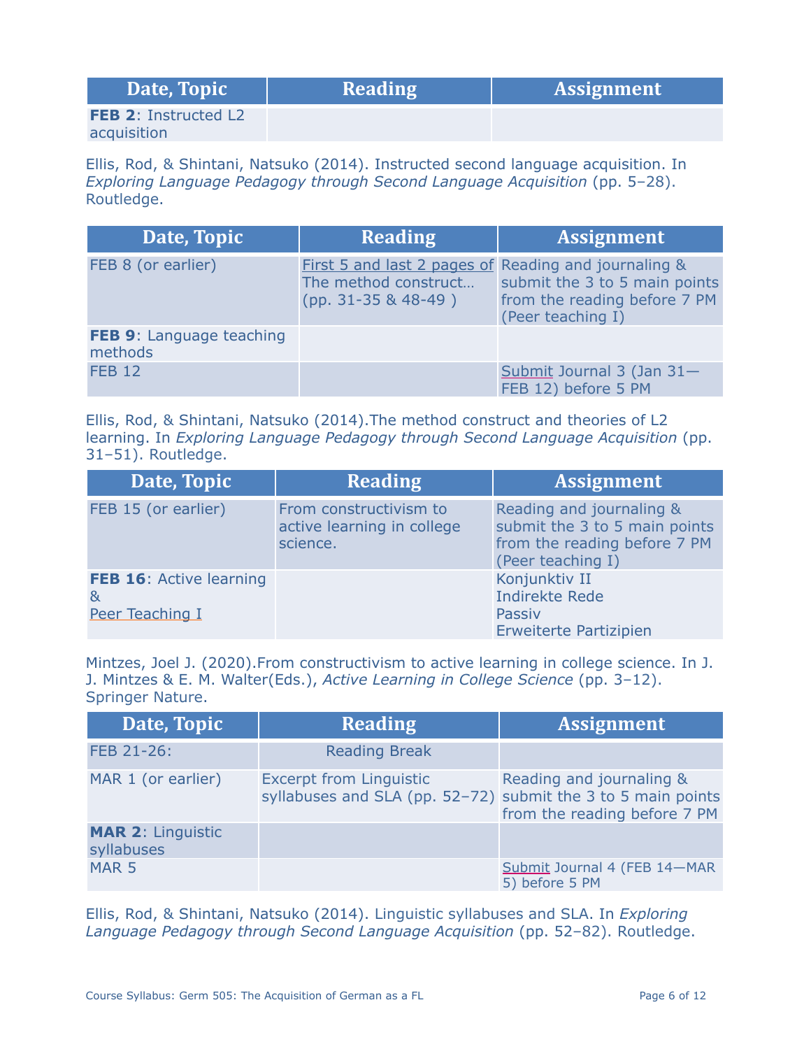| Date, Topic | Reading | Assignment |
|---|---|---|
| **FEB 2**: Instructed L2 acquisition | | |

Ellis, Rod, & Shintani, Natsuko (2014). Instructed second language acquisition. In *Exploring Language Pedagogy through Second Language Acquisition* (pp. 5–28). Routledge.

| Date, Topic | Reading | Assignment |
|---|---|---|
| FEB 8 (or earlier) | First 5 and last 2 pages of The method construct… (pp. 31-35 & 48-49 ) | Reading and journaling & submit the 3 to 5 main points from the reading before 7 PM (Peer teaching I) |
| **FEB 9**: Language teaching methods | | |
| FEB 12 | | Submit Journal 3 (Jan 31—FEB 12) before 5 PM |

Ellis, Rod, & Shintani, Natsuko (2014).The method construct and theories of L2 learning. In *Exploring Language Pedagogy through Second Language Acquisition* (pp. 31–51). Routledge.

| Date, Topic | Reading | Assignment |
|---|---|---|
| FEB 15 (or earlier) | From constructivism to active learning in college science. | Reading and journaling & submit the 3 to 5 main points from the reading before 7 PM (Peer teaching I) |
| **FEB 16**: Active learning & Peer Teaching I | | Konjunktiv II<br>Indirekte Rede<br>Passiv<br>Erweiterte Partizipien |

Mintzes, Joel J. (2020).From constructivism to active learning in college science. In J. J. Mintzes & E. M. Walter(Eds.), *Active Learning in College Science* (pp. 3–12). Springer Nature.

| Date, Topic | Reading | Assignment |
|---|---|---|
| FEB 21-26: | Reading Break | |
| MAR 1 (or earlier) | Excerpt from Linguistic syllabuses and SLA (pp. 52–72) | Reading and journaling & submit the 3 to 5 main points from the reading before 7 PM |
| **MAR 2**: Linguistic syllabuses | | |
| MAR 5 | | Submit Journal 4 (FEB 14—MAR 5) before 5 PM |

Ellis, Rod, & Shintani, Natsuko (2014). Linguistic syllabuses and SLA. In *Exploring Language Pedagogy through Second Language Acquisition* (pp. 52–82). Routledge.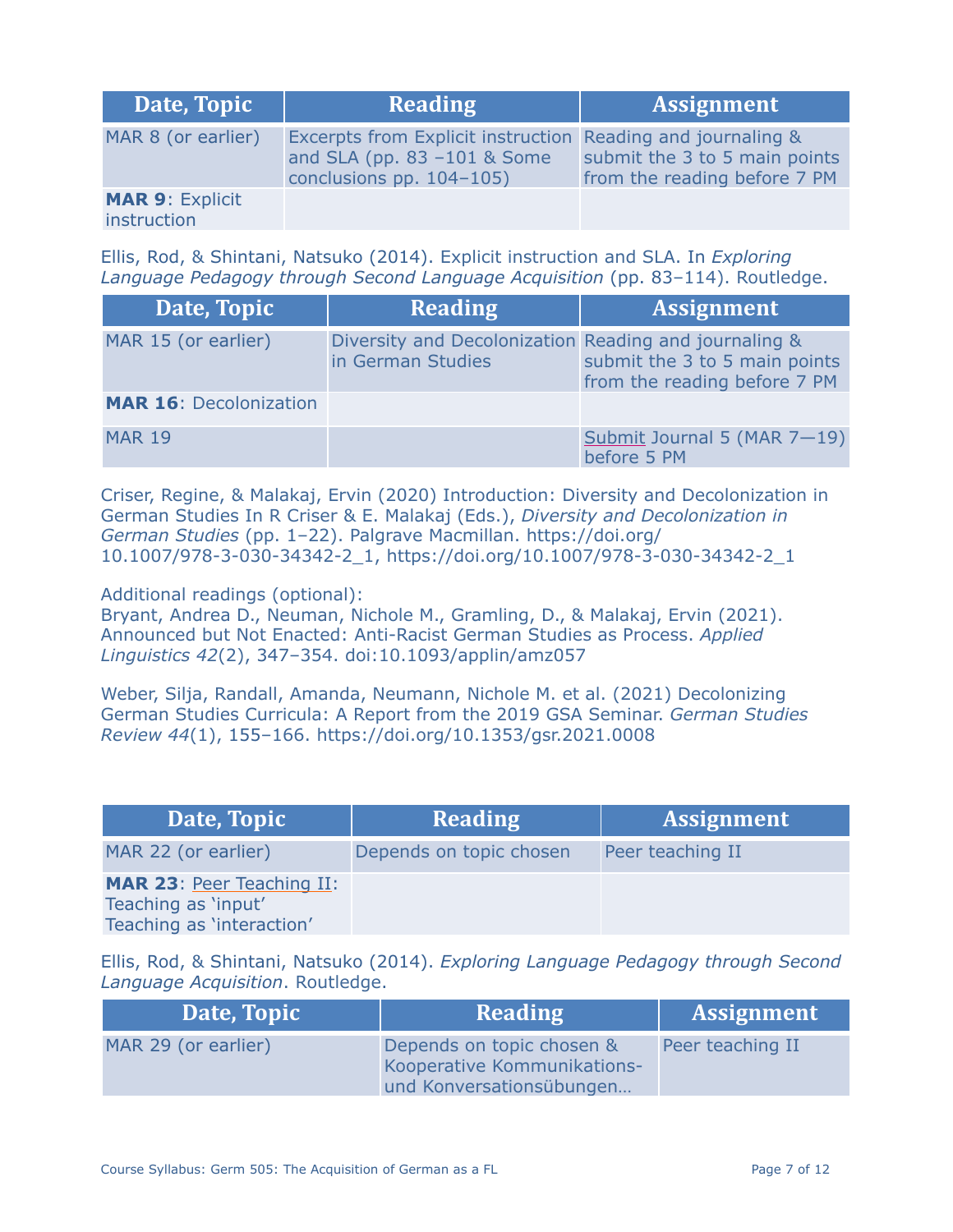| Date, Topic | Reading | Assignment |
| --- | --- | --- |
| MAR 8 (or earlier) | Excerpts from Explicit instruction and SLA (pp. 83 –101 & Some conclusions pp. 104–105) | Reading and journaling & submit the 3 to 5 main points from the reading before 7 PM |
| **MAR 9**: Explicit instruction | | |

Ellis, Rod, & Shintani, Natsuko (2014). Explicit instruction and SLA. In *Exploring Language Pedagogy through Second Language Acquisition* (pp. 83–114). Routledge.

| Date, Topic | Reading | Assignment |
| --- | --- | --- |
| MAR 15 (or earlier) | Diversity and Decolonization in German Studies | Reading and journaling & submit the 3 to 5 main points from the reading before 7 PM |
| **MAR 16**: Decolonization | | |
| MAR 19 | | Submit Journal 5 (MAR 7—19) before 5 PM |

Criser, Regine, & Malakaj, Ervin (2020) Introduction: Diversity and Decolonization in German Studies In R Criser & E. Malakaj (Eds.), *Diversity and Decolonization in German Studies* (pp. 1–22). Palgrave Macmillan. https://doi.org/10.1007/978-3-030-34342-2_1, https://doi.org/10.1007/978-3-030-34342-2_1

Additional readings (optional):
Bryant, Andrea D., Neuman, Nichole M., Gramling, D., & Malakaj, Ervin (2021). Announced but Not Enacted: Anti-Racist German Studies as Process. *Applied Linguistics 42*(2), 347–354. doi:10.1093/applin/amz057

Weber, Silja, Randall, Amanda, Neumann, Nichole M. et al. (2021) Decolonizing German Studies Curricula: A Report from the 2019 GSA Seminar. *German Studies Review 44*(1), 155–166. https://doi.org/10.1353/gsr.2021.0008

| Date, Topic | Reading | Assignment |
| --- | --- | --- |
| MAR 22 (or earlier) | Depends on topic chosen | Peer teaching II |
| **MAR 23**: Peer Teaching II: Teaching as 'input' Teaching as 'interaction' | | |

Ellis, Rod, & Shintani, Natsuko (2014). *Exploring Language Pedagogy through Second Language Acquisition*. Routledge.

| Date, Topic | Reading | Assignment |
| --- | --- | --- |
| MAR 29 (or earlier) | Depends on topic chosen & Kooperative Kommunikations- und Konversationsübungen… | Peer teaching II |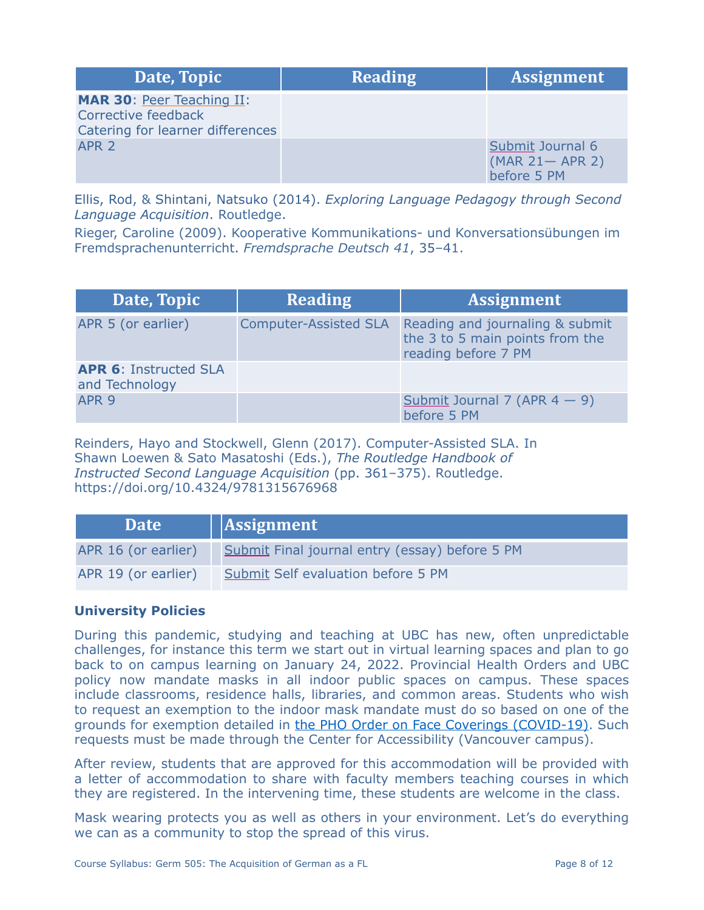| Date, Topic | Reading | Assignment |
| --- | --- | --- |
| **MAR 30**: Peer Teaching II: Corrective feedback Catering for learner differences | | |
| APR 2 | | Submit Journal 6 (MAR 21— APR 2) before 5 PM |

Ellis, Rod, & Shintani, Natsuko (2014). *Exploring Language Pedagogy through Second Language Acquisition*. Routledge.

Rieger, Caroline (2009). Kooperative Kommunikations- und Konversationsübungen im Fremdsprachenunterricht. *Fremdsprache Deutsch 41*, 35–41.

| Date, Topic | Reading | Assignment |
| --- | --- | --- |
| APR 5 (or earlier) | Computer-Assisted SLA | Reading and journaling & submit the 3 to 5 main points from the reading before 7 PM |
| **APR 6**: Instructed SLA and Technology | | |
| APR 9 | | Submit Journal 7 (APR 4 — 9) before 5 PM |

Reinders, Hayo and Stockwell, Glenn (2017). Computer-Assisted SLA. In Shawn Loewen & Sato Masatoshi (Eds.), *The Routledge Handbook of Instructed Second Language Acquisition* (pp. 361–375). Routledge. https://doi.org/10.4324/9781315676968

| Date | Assignment |
| --- | --- |
| APR 16 (or earlier) | Submit Final journal entry (essay) before 5 PM |
| APR 19 (or earlier) | Submit Self evaluation before 5 PM |

### University Policies

During this pandemic, studying and teaching at UBC has new, often unpredictable challenges, for instance this term we start out in virtual learning spaces and plan to go back to on campus learning on January 24, 2022. Provincial Health Orders and UBC policy now mandate masks in all indoor public spaces on campus. These spaces include classrooms, residence halls, libraries, and common areas. Students who wish to request an exemption to the indoor mask mandate must do so based on one of the grounds for exemption detailed in the PHO Order on Face Coverings (COVID-19). Such requests must be made through the Center for Accessibility (Vancouver campus).

After review, students that are approved for this accommodation will be provided with a letter of accommodation to share with faculty members teaching courses in which they are registered. In the intervening time, these students are welcome in the class.

Mask wearing protects you as well as others in your environment. Let's do everything we can as a community to stop the spread of this virus.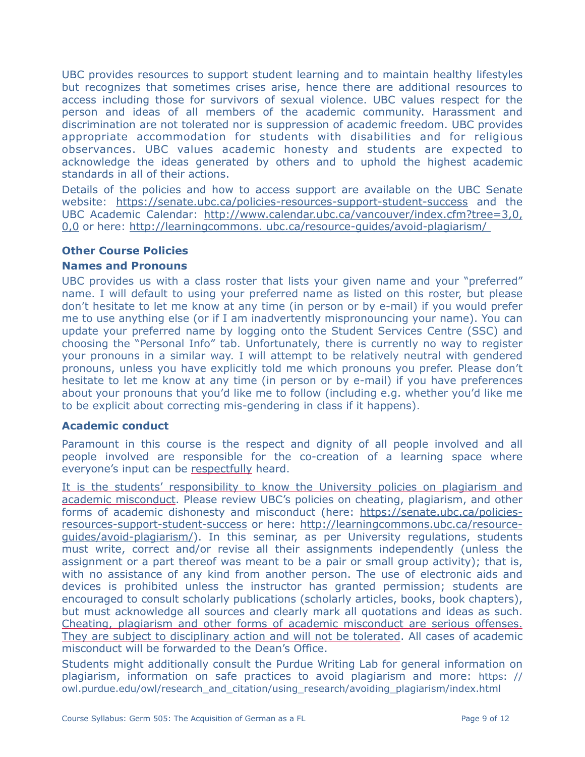UBC provides resources to support student learning and to maintain healthy lifestyles but recognizes that sometimes crises arise, hence there are additional resources to access including those for survivors of sexual violence. UBC values respect for the person and ideas of all members of the academic community. Harassment and discrimination are not tolerated nor is suppression of academic freedom. UBC provides appropriate accommodation for students with disabilities and for religious observances. UBC values academic honesty and students are expected to acknowledge the ideas generated by others and to uphold the highest academic standards in all of their actions.

Details of the policies and how to access support are available on the UBC Senate website: https://senate.ubc.ca/policies-resources-support-student-success and the UBC Academic Calendar: http://www.calendar.ubc.ca/vancouver/index.cfm?tree=3,0,0,0 or here: http://learningcommons. ubc.ca/resource-guides/avoid-plagiarism/

### Other Course Policies

### Names and Pronouns

UBC provides us with a class roster that lists your given name and your "preferred" name. I will default to using your preferred name as listed on this roster, but please don't hesitate to let me know at any time (in person or by e-mail) if you would prefer me to use anything else (or if I am inadvertently mispronouncing your name). You can update your preferred name by logging onto the Student Services Centre (SSC) and choosing the "Personal Info" tab. Unfortunately, there is currently no way to register your pronouns in a similar way. I will attempt to be relatively neutral with gendered pronouns, unless you have explicitly told me which pronouns you prefer. Please don't hesitate to let me know at any time (in person or by e-mail) if you have preferences about your pronouns that you'd like me to follow (including e.g. whether you'd like me to be explicit about correcting mis-gendering in class if it happens).

### Academic conduct

Paramount in this course is the respect and dignity of all people involved and all people involved are responsible for the co-creation of a learning space where everyone's input can be respectfully heard.

It is the students' responsibility to know the University policies on plagiarism and academic misconduct. Please review UBC's policies on cheating, plagiarism, and other forms of academic dishonesty and misconduct (here: https://senate.ubc.ca/policies-resources-support-student-success or here: http://learningcommons.ubc.ca/resource-guides/avoid-plagiarism/). In this seminar, as per University regulations, students must write, correct and/or revise all their assignments independently (unless the assignment or a part thereof was meant to be a pair or small group activity); that is, with no assistance of any kind from another person. The use of electronic aids and devices is prohibited unless the instructor has granted permission; students are encouraged to consult scholarly publications (scholarly articles, books, book chapters), but must acknowledge all sources and clearly mark all quotations and ideas as such. Cheating, plagiarism and other forms of academic misconduct are serious offenses. They are subject to disciplinary action and will not be tolerated. All cases of academic misconduct will be forwarded to the Dean's Office.

Students might additionally consult the Purdue Writing Lab for general information on plagiarism, information on safe practices to avoid plagiarism and more: https: // owl.purdue.edu/owl/research_and_citation/using_research/avoiding_plagiarism/index.html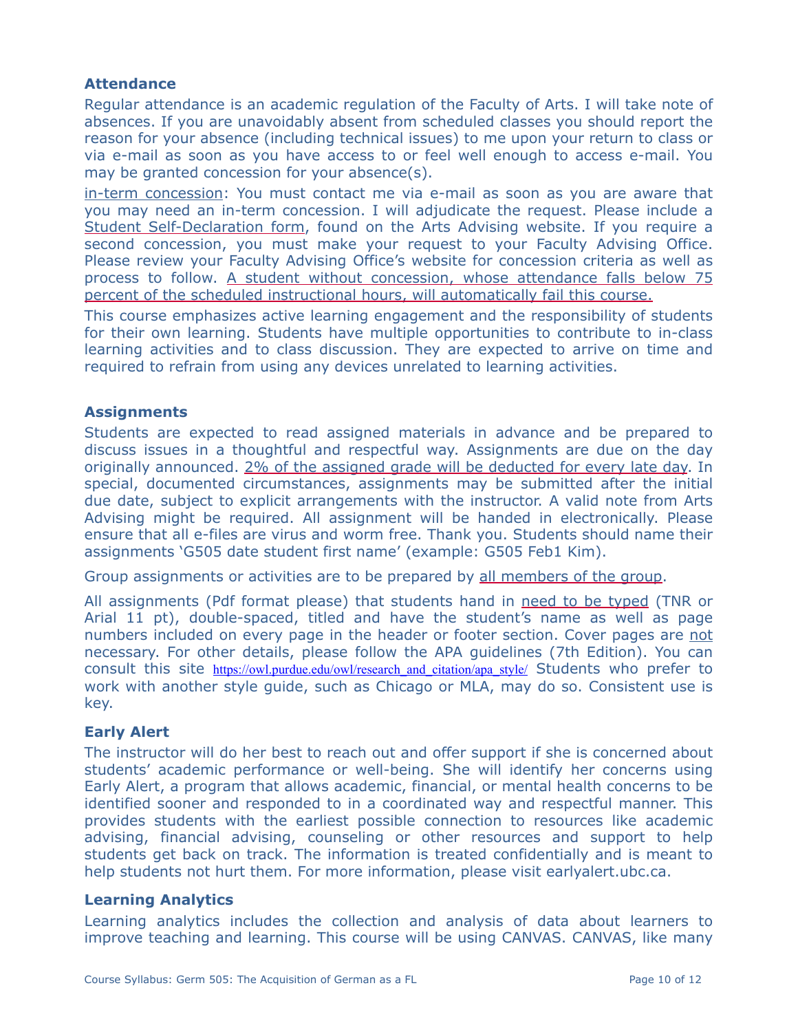### Attendance

Regular attendance is an academic regulation of the Faculty of Arts. I will take note of absences. If you are unavoidably absent from scheduled classes you should report the reason for your absence (including technical issues) to me upon your return to class or via e-mail as soon as you have access to or feel well enough to access e-mail. You may be granted concession for your absence(s).

in-term concession: You must contact me via e-mail as soon as you are aware that you may need an in-term concession. I will adjudicate the request. Please include a Student Self-Declaration form, found on the Arts Advising website. If you require a second concession, you must make your request to your Faculty Advising Office. Please review your Faculty Advising Office's website for concession criteria as well as process to follow. A student without concession, whose attendance falls below 75 percent of the scheduled instructional hours, will automatically fail this course.

This course emphasizes active learning engagement and the responsibility of students for their own learning. Students have multiple opportunities to contribute to in-class learning activities and to class discussion. They are expected to arrive on time and required to refrain from using any devices unrelated to learning activities.

### Assignments

Students are expected to read assigned materials in advance and be prepared to discuss issues in a thoughtful and respectful way. Assignments are due on the day originally announced. 2% of the assigned grade will be deducted for every late day. In special, documented circumstances, assignments may be submitted after the initial due date, subject to explicit arrangements with the instructor. A valid note from Arts Advising might be required. All assignment will be handed in electronically. Please ensure that all e-files are virus and worm free. Thank you. Students should name their assignments 'G505 date student first name' (example: G505 Feb1 Kim).

Group assignments or activities are to be prepared by all members of the group.

All assignments (Pdf format please) that students hand in need to be typed (TNR or Arial 11 pt), double-spaced, titled and have the student's name as well as page numbers included on every page in the header or footer section. Cover pages are not necessary. For other details, please follow the APA guidelines (7th Edition). You can consult this site https://owl.purdue.edu/owl/research_and_citation/apa_style/ Students who prefer to work with another style guide, such as Chicago or MLA, may do so. Consistent use is key.

### Early Alert

The instructor will do her best to reach out and offer support if she is concerned about students' academic performance or well-being. She will identify her concerns using Early Alert, a program that allows academic, financial, or mental health concerns to be identified sooner and responded to in a coordinated way and respectful manner. This provides students with the earliest possible connection to resources like academic advising, financial advising, counseling or other resources and support to help students get back on track. The information is treated confidentially and is meant to help students not hurt them. For more information, please visit earlyalert.ubc.ca.

### Learning Analytics

Learning analytics includes the collection and analysis of data about learners to improve teaching and learning. This course will be using CANVAS. CANVAS, like many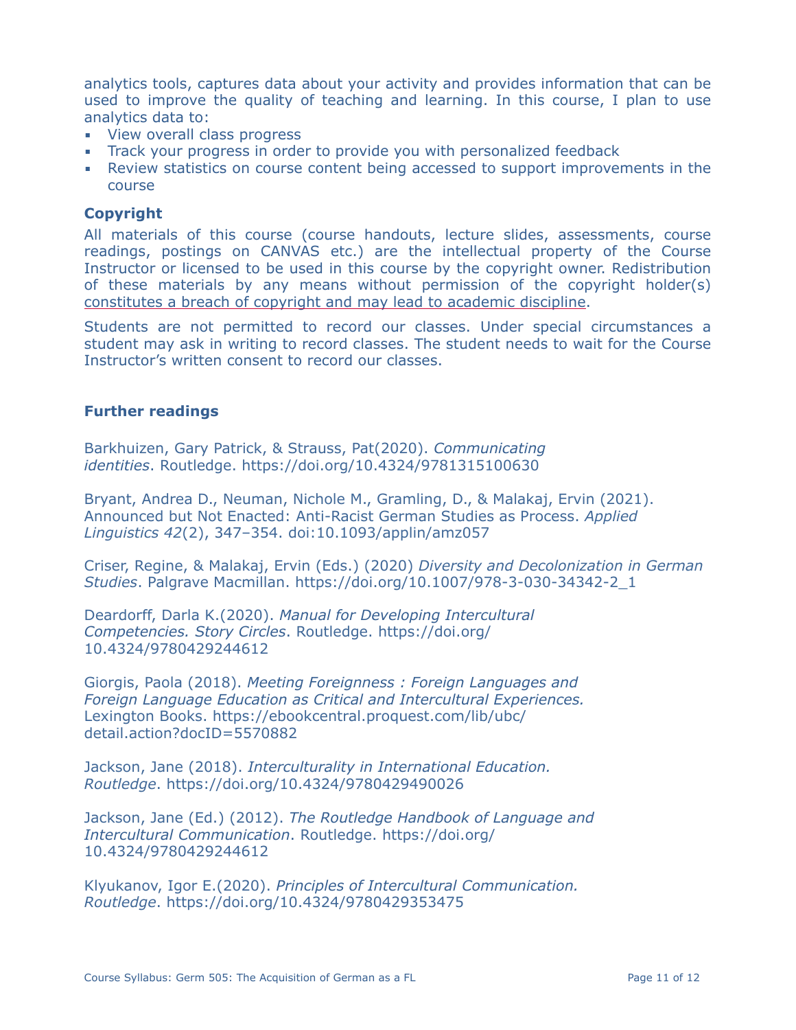analytics tools, captures data about your activity and provides information that can be used to improve the quality of teaching and learning. In this course, I plan to use analytics data to:

- View overall class progress
- Track your progress in order to provide you with personalized feedback
- Review statistics on course content being accessed to support improvements in the course

### Copyright

All materials of this course (course handouts, lecture slides, assessments, course readings, postings on CANVAS etc.) are the intellectual property of the Course Instructor or licensed to be used in this course by the copyright owner. Redistribution of these materials by any means without permission of the copyright holder(s) constitutes a breach of copyright and may lead to academic discipline.

Students are not permitted to record our classes. Under special circumstances a student may ask in writing to record classes. The student needs to wait for the Course Instructor's written consent to record our classes.

### Further readings

Barkhuizen, Gary Patrick, & Strauss, Pat(2020). *Communicating identities*. Routledge. https://doi.org/10.4324/9781315100630

Bryant, Andrea D., Neuman, Nichole M., Gramling, D., & Malakaj, Ervin (2021). Announced but Not Enacted: Anti-Racist German Studies as Process. *Applied Linguistics 42*(2), 347–354. doi:10.1093/applin/amz057

Criser, Regine, & Malakaj, Ervin (Eds.) (2020) *Diversity and Decolonization in German Studies*. Palgrave Macmillan. https://doi.org/10.1007/978-3-030-34342-2_1

Deardorff, Darla K.(2020). *Manual for Developing Intercultural Competencies. Story Circles*. Routledge. https://doi.org/10.4324/9780429244612

Giorgis, Paola (2018). *Meeting Foreignness : Foreign Languages and Foreign Language Education as Critical and Intercultural Experiences.* Lexington Books. https://ebookcentral.proquest.com/lib/ubc/detail.action?docID=5570882

Jackson, Jane (2018). *Interculturality in International Education. Routledge*. https://doi.org/10.4324/9780429490026

Jackson, Jane (Ed.) (2012). *The Routledge Handbook of Language and Intercultural Communication*. Routledge. https://doi.org/10.4324/9780429244612

Klyukanov, Igor E.(2020). *Principles of Intercultural Communication. Routledge*. https://doi.org/10.4324/9780429353475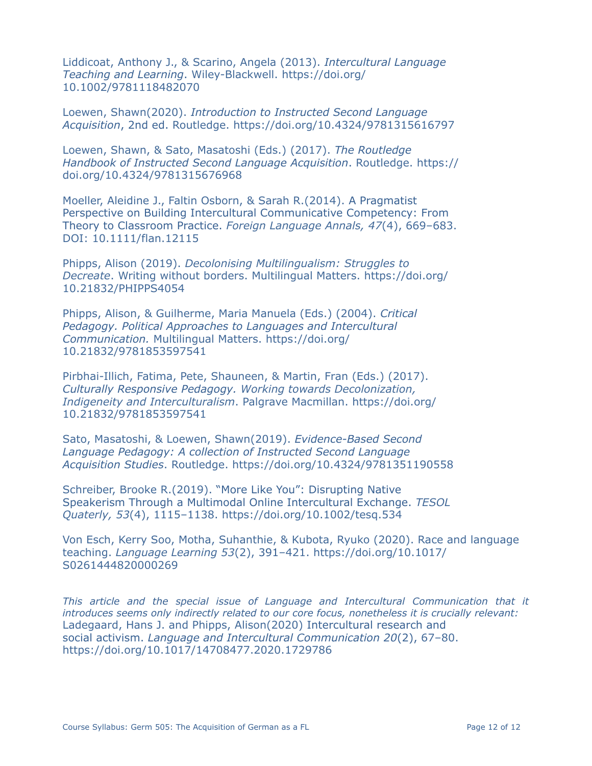Liddicoat, Anthony J., & Scarino, Angela (2013). *Intercultural Language Teaching and Learning*. Wiley-Blackwell. https://doi.org/10.1002/9781118482070

Loewen, Shawn(2020). *Introduction to Instructed Second Language Acquisition*, 2nd ed. Routledge. https://doi.org/10.4324/9781315616797

Loewen, Shawn, & Sato, Masatoshi (Eds.) (2017). *The Routledge Handbook of Instructed Second Language Acquisition*. Routledge. https://doi.org/10.4324/9781315676968

Moeller, Aleidine J., Faltin Osborn, & Sarah R.(2014). A Pragmatist Perspective on Building Intercultural Communicative Competency: From Theory to Classroom Practice. *Foreign Language Annals, 47*(4), 669–683. DOI: 10.1111/flan.12115

Phipps, Alison (2019). *Decolonising Multilingualism: Struggles to Decreate*. Writing without borders. Multilingual Matters. https://doi.org/10.21832/PHIPPS4054

Phipps, Alison, & Guilherme, Maria Manuela (Eds.) (2004). *Critical Pedagogy. Political Approaches to Languages and Intercultural Communication.* Multilingual Matters. https://doi.org/10.21832/9781853597541

Pirbhai-Illich, Fatima, Pete, Shauneen, & Martin, Fran (Eds.) (2017). *Culturally Responsive Pedagogy. Working towards Decolonization, Indigeneity and Interculturalism*. Palgrave Macmillan. https://doi.org/10.21832/9781853597541

Sato, Masatoshi, & Loewen, Shawn(2019). *Evidence-Based Second Language Pedagogy: A collection of Instructed Second Language Acquisition Studies*. Routledge. https://doi.org/10.4324/9781351190558

Schreiber, Brooke R.(2019). "More Like You": Disrupting Native Speakerism Through a Multimodal Online Intercultural Exchange. *TESOL Quaterly, 53*(4), 1115–1138. https://doi.org/10.1002/tesq.534

Von Esch, Kerry Soo, Motha, Suhanthie, & Kubota, Ryuko (2020). Race and language teaching. *Language Learning 53*(2), 391–421. https://doi.org/10.1017/S0261444820000269

*This article and the special issue of Language and Intercultural Communication that it introduces seems only indirectly related to our core focus, nonetheless it is crucially relevant:*
Ladegaard, Hans J. and Phipps, Alison(2020) Intercultural research and social activism. *Language and Intercultural Communication 20*(2), 67–80. https://doi.org/10.1017/14708477.2020.1729786